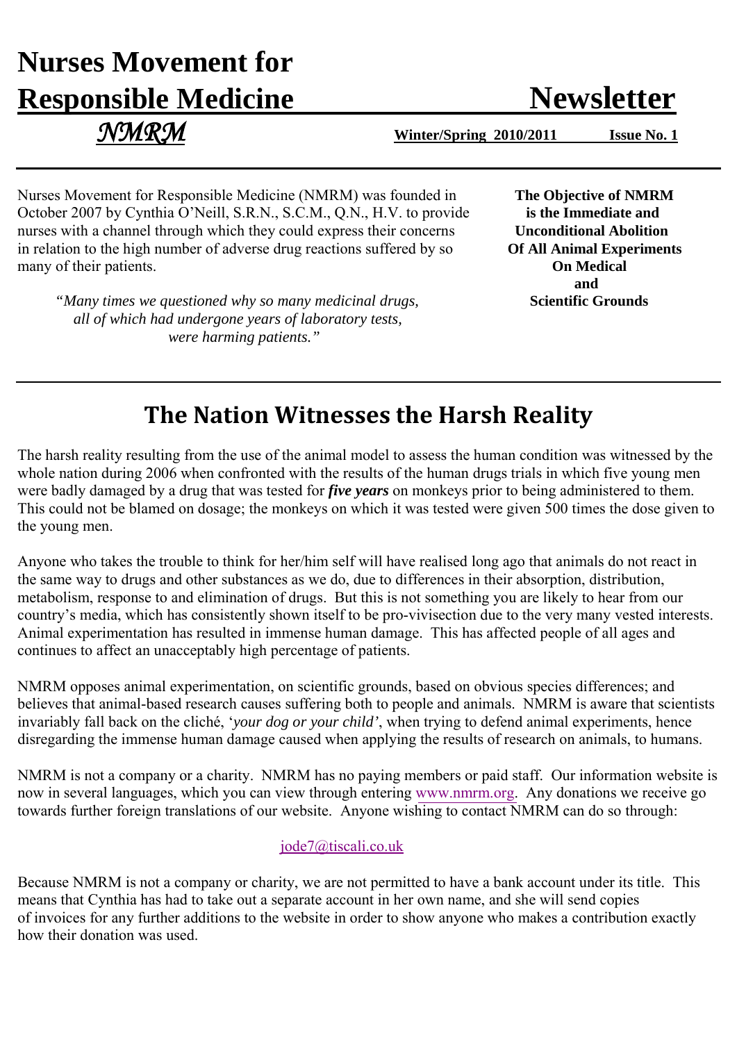# Nurses Movement for Responsible Medicine Newsletter

*NMRM*

**Winter/Spring 2010/2011** **Issue No. 1**

Nurses Movement for Responsible Medicine (NMRM) was founded in October 2007 by Cynthia O'Neill, S.R.N., S.C.M., Q.N., H.V. to provide nurses with a channel through which they could express their concerns in relation to the high number of adverse drug reactions suffered by so many of their patients.

*"Many times we questioned why so many medicinal drugs, all of which had undergone years of laboratory tests, were harming patients."*

**The Objective of NMRM is the Immediate and Unconditional Abolition Of All Animal Experiments On Medical and Scientific Grounds**

## The Nation Witnesses the Harsh Reality

The harsh reality resulting from the use of the animal model to assess the human condition was witnessed by the whole nation during 2006 when confronted with the results of the human drugs trials in which five young men were badly damaged by a drug that was tested for ***five years*** on monkeys prior to being administered to them. This could not be blamed on dosage; the monkeys on which it was tested were given 500 times the dose given to the young men.

Anyone who takes the trouble to think for her/him self will have realised long ago that animals do not react in the same way to drugs and other substances as we do, due to differences in their absorption, distribution, metabolism, response to and elimination of drugs. But this is not something you are likely to hear from our country's media, which has consistently shown itself to be pro-vivisection due to the very many vested interests. Animal experimentation has resulted in immense human damage. This has affected people of all ages and continues to affect an unacceptably high percentage of patients.

NMRM opposes animal experimentation, on scientific grounds, based on obvious species differences; and believes that animal-based research causes suffering both to people and animals. NMRM is aware that scientists invariably fall back on the cliché, '*your dog or your child'*, when trying to defend animal experiments, hence disregarding the immense human damage caused when applying the results of research on animals, to humans.

NMRM is not a company or a charity. NMRM has no paying members or paid staff. Our information website is now in several languages, which you can view through entering www.nmrm.org. Any donations we receive go towards further foreign translations of our website. Anyone wishing to contact NMRM can do so through:

jode7@tiscali.co.uk

Because NMRM is not a company or charity, we are not permitted to have a bank account under its title. This means that Cynthia has had to take out a separate account in her own name, and she will send copies of invoices for any further additions to the website in order to show anyone who makes a contribution exactly how their donation was used.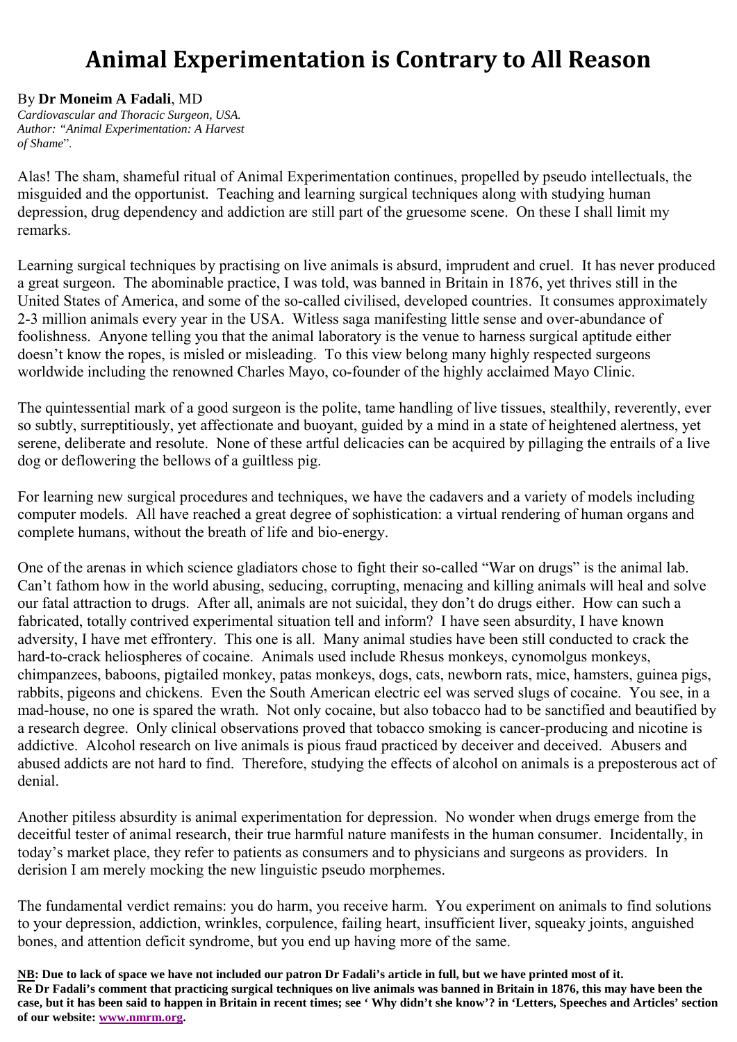# Animal Experimentation is Contrary to All Reason

By **Dr Moneim A Fadali**, MD
*Cardiovascular and Thoracic Surgeon, USA.*
*Author: "Animal Experimentation: A Harvest of Shame".*

Alas! The sham, shameful ritual of Animal Experimentation continues, propelled by pseudo intellectuals, the misguided and the opportunist. Teaching and learning surgical techniques along with studying human depression, drug dependency and addiction are still part of the gruesome scene. On these I shall limit my remarks.

Learning surgical techniques by practising on live animals is absurd, imprudent and cruel. It has never produced a great surgeon. The abominable practice, I was told, was banned in Britain in 1876, yet thrives still in the United States of America, and some of the so-called civilised, developed countries. It consumes approximately 2-3 million animals every year in the USA. Witless saga manifesting little sense and over-abundance of foolishness. Anyone telling you that the animal laboratory is the venue to harness surgical aptitude either doesn't know the ropes, is misled or misleading. To this view belong many highly respected surgeons worldwide including the renowned Charles Mayo, co-founder of the highly acclaimed Mayo Clinic.

The quintessential mark of a good surgeon is the polite, tame handling of live tissues, stealthily, reverently, ever so subtly, surreptitiously, yet affectionate and buoyant, guided by a mind in a state of heightened alertness, yet serene, deliberate and resolute. None of these artful delicacies can be acquired by pillaging the entrails of a live dog or deflowering the bellows of a guiltless pig.

For learning new surgical procedures and techniques, we have the cadavers and a variety of models including computer models. All have reached a great degree of sophistication: a virtual rendering of human organs and complete humans, without the breath of life and bio-energy.

One of the arenas in which science gladiators chose to fight their so-called "War on drugs" is the animal lab. Can't fathom how in the world abusing, seducing, corrupting, menacing and killing animals will heal and solve our fatal attraction to drugs. After all, animals are not suicidal, they don't do drugs either. How can such a fabricated, totally contrived experimental situation tell and inform? I have seen absurdity, I have known adversity, I have met effrontery. This one is all. Many animal studies have been still conducted to crack the hard-to-crack heliospheres of cocaine. Animals used include Rhesus monkeys, cynomolgus monkeys, chimpanzees, baboons, pigtailed monkey, patas monkeys, dogs, cats, newborn rats, mice, hamsters, guinea pigs, rabbits, pigeons and chickens. Even the South American electric eel was served slugs of cocaine. You see, in a mad-house, no one is spared the wrath. Not only cocaine, but also tobacco had to be sanctified and beautified by a research degree. Only clinical observations proved that tobacco smoking is cancer-producing and nicotine is addictive. Alcohol research on live animals is pious fraud practiced by deceiver and deceived. Abusers and abused addicts are not hard to find. Therefore, studying the effects of alcohol on animals is a preposterous act of denial.

Another pitiless absurdity is animal experimentation for depression. No wonder when drugs emerge from the deceitful tester of animal research, their true harmful nature manifests in the human consumer. Incidentally, in today's market place, they refer to patients as consumers and to physicians and surgeons as providers. In derision I am merely mocking the new linguistic pseudo morphemes.

The fundamental verdict remains: you do harm, you receive harm. You experiment on animals to find solutions to your depression, addiction, wrinkles, corpulence, failing heart, insufficient liver, squeaky joints, anguished bones, and attention deficit syndrome, but you end up having more of the same.

**NB: Due to lack of space we have not included our patron Dr Fadali's article in full, but we have printed most of it.**
**Re Dr Fadali's comment that practicing surgical techniques on live animals was banned in Britain in 1876, this may have been the case, but it has been said to happen in Britain in recent times; see ' Why didn't she know'? in 'Letters, Speeches and Articles' section of our website: www.nmrm.org.**